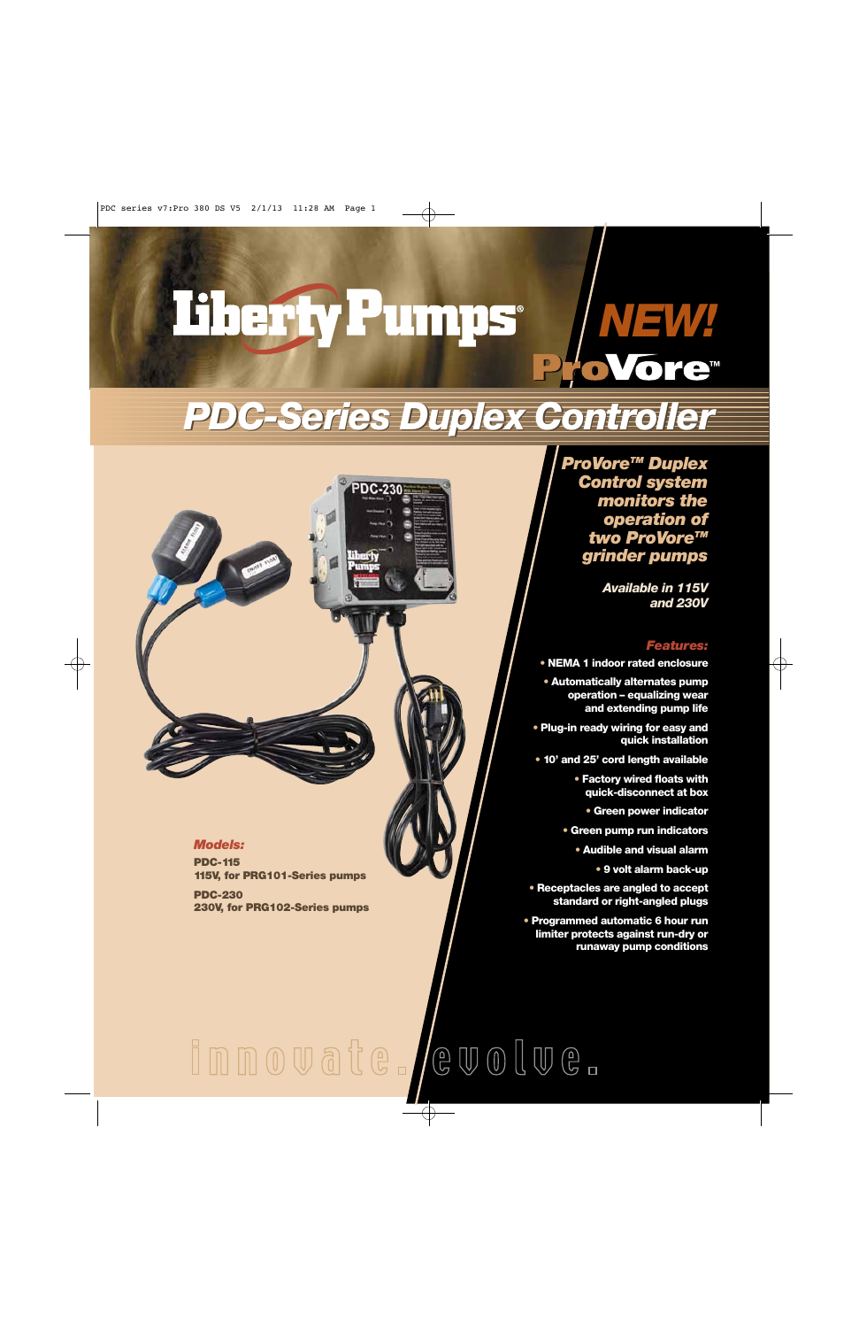Liberty Pumps®

NEW!

ProVore™

# PDC-Series Duplex Controller

***ProVore™ Duplex Control system monitors the operation of two ProVore™ grinder pumps***

***Available in 115V and 230V***

### Features:

- NEMA 1 indoor rated enclosure
- Automatically alternates pump operation – equalizing wear and extending pump life
- Plug-in ready wiring for easy and quick installation
- 10' and 25' cord length available
- Factory wired floats with quick-disconnect at box
- Green power indicator
- Green pump run indicators
- Audible and visual alarm
- 9 volt alarm back-up
- Receptacles are angled to accept standard or right-angled plugs
- Programmed automatic 6 hour run limiter protects against run-dry or runaway pump conditions

### Models:

**PDC-115**
**115V, for PRG101-Series pumps**

**PDC-230**
**230V, for PRG102-Series pumps**

innovate. evolve.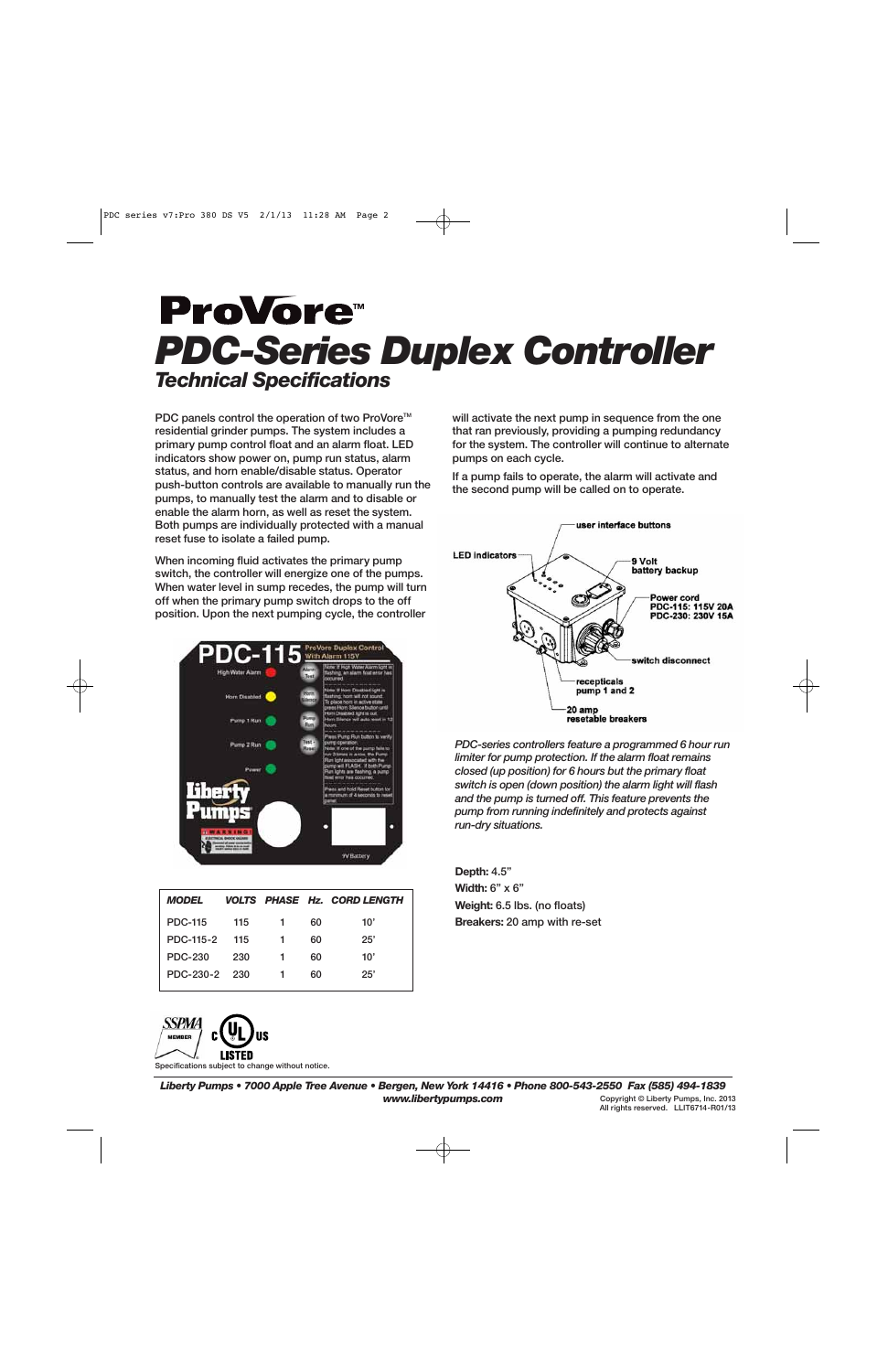# ProVore™

# *PDC-Series Duplex Controller*

## *Technical Specifications*

PDC panels control the operation of two ProVore™ residential grinder pumps. The system includes a primary pump control float and an alarm float. LED indicators show power on, pump run status, alarm status, and horn enable/disable status. Operator push-button controls are available to manually run the pumps, to manually test the alarm and to disable or enable the alarm horn, as well as reset the system. Both pumps are individually protected with a manual reset fuse to isolate a failed pump.

When incoming fluid activates the primary pump switch, the controller will energize one of the pumps. When water level in sump recedes, the pump will turn off when the primary pump switch drops to the off position. Upon the next pumping cycle, the controller will activate the next pump in sequence from the one that ran previously, providing a pumping redundancy for the system. The controller will continue to alternate pumps on each cycle.

If a pump fails to operate, the alarm will activate and the second pump will be called on to operate.

PDC-115

ProVore Duplex Control With Alarm 115V

High Water Alarm

Horn Disabled

Pump 1 Run

Pump 2 Run

Power

Alarm Test

Horn Silence

Pump Run

Test - Reset

Note: If High Water Alarm light is flashing, an alarm float error has occurred.

Note: If Horn Disabled light is flashing, horn will not sound. To place horn in active state press Horn Silence button until Horn Disabled light is out. Horn Silence will auto reset in 12 hours.

Press Pump Run button to verify pump operation. Note: If one of the pump fails to run 3 times in a row, the Pump Run light associated with the pump will FLASH. If both Pump Run lights are flashing, a pump float error has occurred.

Press and hold Reset button for a minimum of 4 seconds to reset panel.

Liberty Pumps

WARNING

9V Battery

user interface buttons

LED indicators

9 Volt battery backup

Power cord
PDC-115: 115V 20A
PDC-230: 230V 15A

switch disconnect

recepticals pump 1 and 2

20 amp resetable breakers

*PDC-series controllers feature a programmed 6 hour run limiter for pump protection. If the alarm float remains closed (up position) for 6 hours but the primary float switch is open (down position) the alarm light will flash and the pump is turned off. This feature prevents the pump from running indefinitely and protects against run-dry situations.*

| *MODEL* | *VOLTS* | *PHASE* | *Hz.* | *CORD LENGTH* |
|---|---|---|---|---|
| PDC-115 | 115 | 1 | 60 | 10' |
| PDC-115-2 | 115 | 1 | 60 | 25' |
| PDC-230 | 230 | 1 | 60 | 10' |
| PDC-230-2 | 230 | 1 | 60 | 25' |

**Depth:** 4.5"
**Width:** 6" x 6"
**Weight:** 6.5 lbs. (no floats)
**Breakers:** 20 amp with re-set

Specifications subject to change without notice.

***Liberty Pumps • 7000 Apple Tree Avenue • Bergen, New York 14416 • Phone 800-543-2550 Fax (585) 494-1839***
***www.libertypumps.com***

Copyright © Liberty Pumps, Inc. 2013
All rights reserved. LLIT6714-R01/13